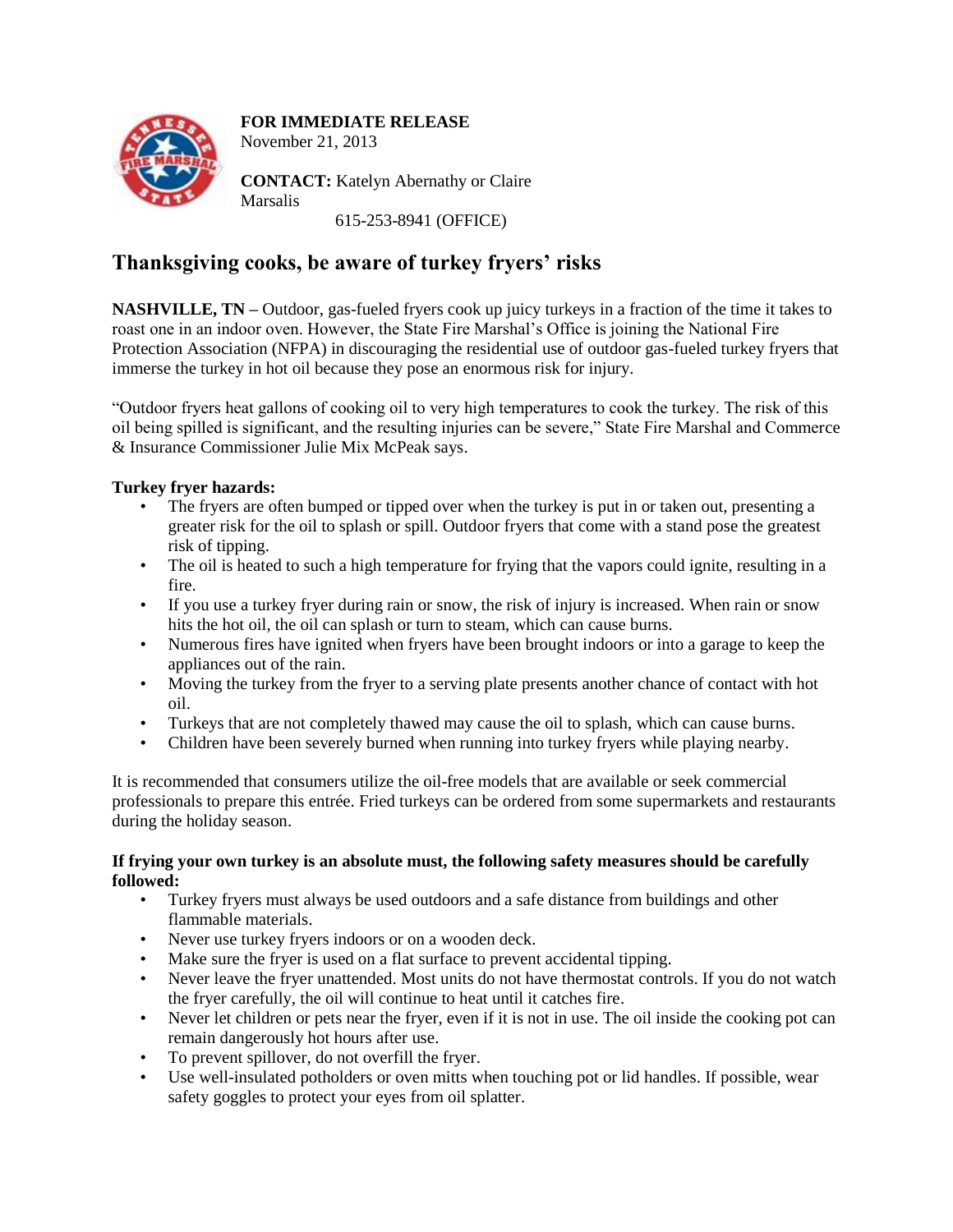**FOR IMMEDIATE RELEASE**
November 21, 2013

**CONTACT:** Katelyn Abernathy or Claire Marsalis
615-253-8941 (OFFICE)

## Thanksgiving cooks, be aware of turkey fryers' risks

**NASHVILLE, TN –** Outdoor, gas-fueled fryers cook up juicy turkeys in a fraction of the time it takes to roast one in an indoor oven. However, the State Fire Marshal's Office is joining the National Fire Protection Association (NFPA) in discouraging the residential use of outdoor gas-fueled turkey fryers that immerse the turkey in hot oil because they pose an enormous risk for injury.

"Outdoor fryers heat gallons of cooking oil to very high temperatures to cook the turkey. The risk of this oil being spilled is significant, and the resulting injuries can be severe," State Fire Marshal and Commerce & Insurance Commissioner Julie Mix McPeak says.

**Turkey fryer hazards:**

- The fryers are often bumped or tipped over when the turkey is put in or taken out, presenting a greater risk for the oil to splash or spill. Outdoor fryers that come with a stand pose the greatest risk of tipping.
- The oil is heated to such a high temperature for frying that the vapors could ignite, resulting in a fire.
- If you use a turkey fryer during rain or snow, the risk of injury is increased. When rain or snow hits the hot oil, the oil can splash or turn to steam, which can cause burns.
- Numerous fires have ignited when fryers have been brought indoors or into a garage to keep the appliances out of the rain.
- Moving the turkey from the fryer to a serving plate presents another chance of contact with hot oil.
- Turkeys that are not completely thawed may cause the oil to splash, which can cause burns.
- Children have been severely burned when running into turkey fryers while playing nearby.

It is recommended that consumers utilize the oil-free models that are available or seek commercial professionals to prepare this entrée. Fried turkeys can be ordered from some supermarkets and restaurants during the holiday season.

**If frying your own turkey is an absolute must, the following safety measures should be carefully followed:**

- Turkey fryers must always be used outdoors and a safe distance from buildings and other flammable materials.
- Never use turkey fryers indoors or on a wooden deck.
- Make sure the fryer is used on a flat surface to prevent accidental tipping.
- Never leave the fryer unattended. Most units do not have thermostat controls. If you do not watch the fryer carefully, the oil will continue to heat until it catches fire.
- Never let children or pets near the fryer, even if it is not in use. The oil inside the cooking pot can remain dangerously hot hours after use.
- To prevent spillover, do not overfill the fryer.
- Use well-insulated potholders or oven mitts when touching pot or lid handles. If possible, wear safety goggles to protect your eyes from oil splatter.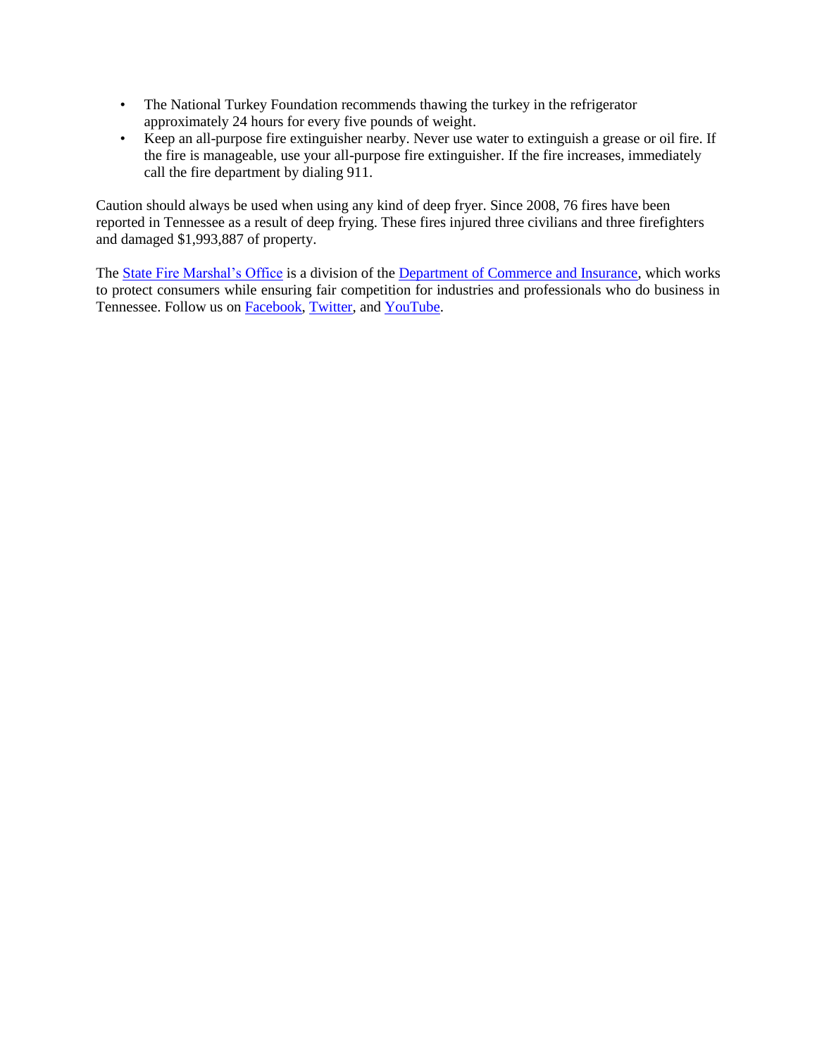- The National Turkey Foundation recommends thawing the turkey in the refrigerator approximately 24 hours for every five pounds of weight.
- Keep an all-purpose fire extinguisher nearby. Never use water to extinguish a grease or oil fire. If the fire is manageable, use your all-purpose fire extinguisher. If the fire increases, immediately call the fire department by dialing 911.

Caution should always be used when using any kind of deep fryer. Since 2008, 76 fires have been reported in Tennessee as a result of deep frying. These fires injured three civilians and three firefighters and damaged $1,993,887 of property.

The State Fire Marshal's Office is a division of the Department of Commerce and Insurance, which works to protect consumers while ensuring fair competition for industries and professionals who do business in Tennessee. Follow us on Facebook, Twitter, and YouTube.